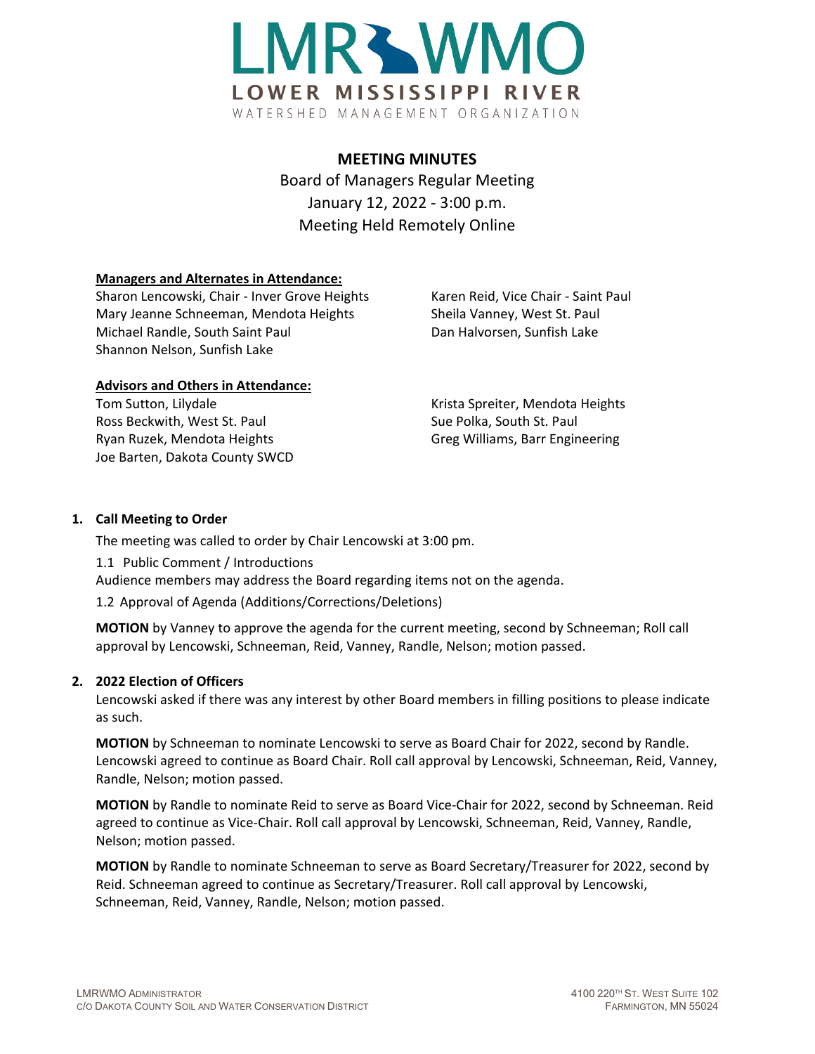LMR WMO
LOWER MISSISSIPPI RIVER
WATERSHED MANAGEMENT ORGANIZATION

## MEETING MINUTES

Board of Managers Regular Meeting
January 12, 2022 - 3:00 p.m.
Meeting Held Remotely Online

**Managers and Alternates in Attendance:**

Sharon Lencowski, Chair - Inver Grove Heights
Mary Jeanne Schneeman, Mendota Heights
Michael Randle, South Saint Paul
Shannon Nelson, Sunfish Lake
Karen Reid, Vice Chair - Saint Paul
Sheila Vanney, West St. Paul
Dan Halvorsen, Sunfish Lake

**Advisors and Others in Attendance:**

Tom Sutton, Lilydale
Ross Beckwith, West St. Paul
Ryan Ruzek, Mendota Heights
Joe Barten, Dakota County SWCD
Krista Spreiter, Mendota Heights
Sue Polka, South St. Paul
Greg Williams, Barr Engineering

### 1. Call Meeting to Order

The meeting was called to order by Chair Lencowski at 3:00 pm.

1.1 Public Comment / Introductions

Audience members may address the Board regarding items not on the agenda.

1.2 Approval of Agenda (Additions/Corrections/Deletions)

**MOTION** by Vanney to approve the agenda for the current meeting, second by Schneeman; Roll call approval by Lencowski, Schneeman, Reid, Vanney, Randle, Nelson; motion passed.

### 2. 2022 Election of Officers

Lencowski asked if there was any interest by other Board members in filling positions to please indicate as such.

**MOTION** by Schneeman to nominate Lencowski to serve as Board Chair for 2022, second by Randle. Lencowski agreed to continue as Board Chair. Roll call approval by Lencowski, Schneeman, Reid, Vanney, Randle, Nelson; motion passed.

**MOTION** by Randle to nominate Reid to serve as Board Vice-Chair for 2022, second by Schneeman. Reid agreed to continue as Vice-Chair. Roll call approval by Lencowski, Schneeman, Reid, Vanney, Randle, Nelson; motion passed.

**MOTION** by Randle to nominate Schneeman to serve as Board Secretary/Treasurer for 2022, second by Reid. Schneeman agreed to continue as Secretary/Treasurer. Roll call approval by Lencowski, Schneeman, Reid, Vanney, Randle, Nelson; motion passed.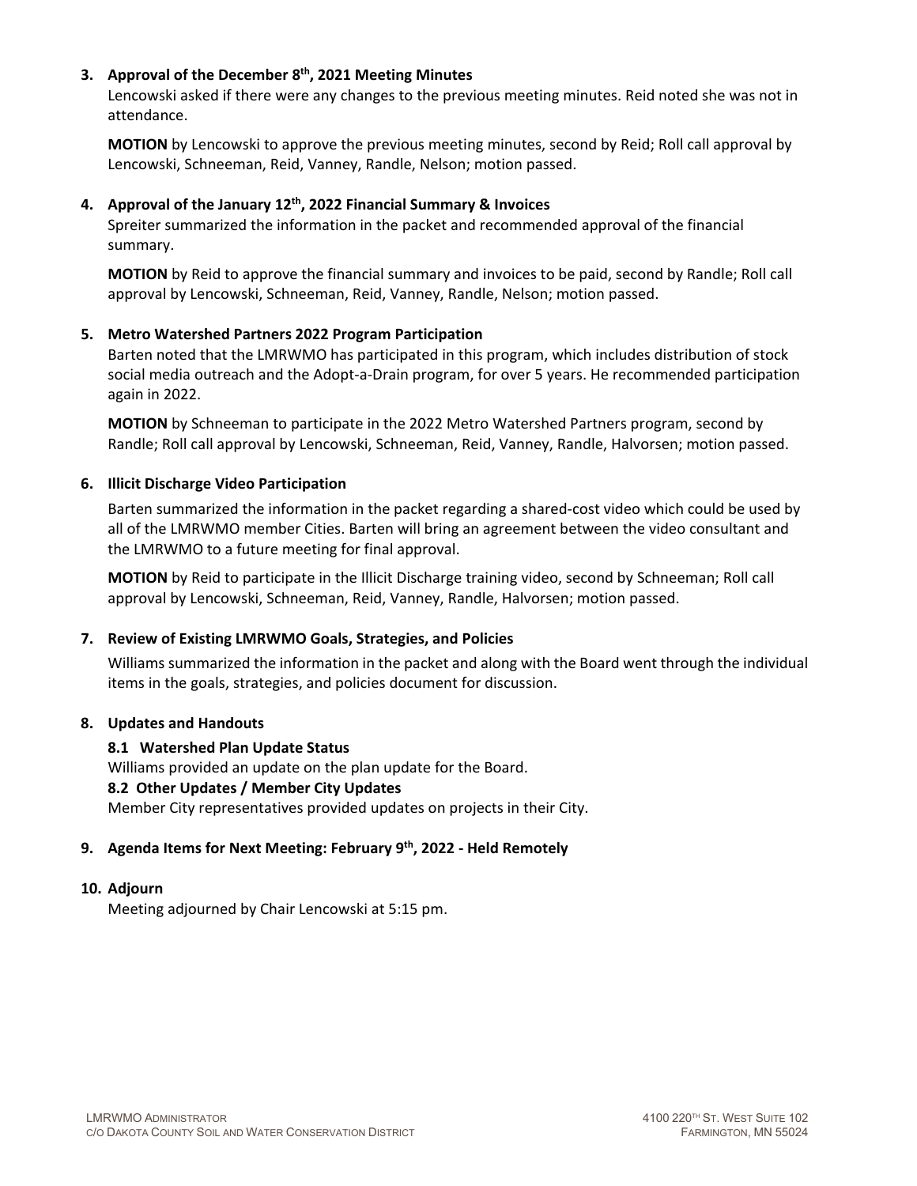**3. Approval of the December 8th, 2021 Meeting Minutes**

Lencowski asked if there were any changes to the previous meeting minutes. Reid noted she was not in attendance.

**MOTION** by Lencowski to approve the previous meeting minutes, second by Reid; Roll call approval by Lencowski, Schneeman, Reid, Vanney, Randle, Nelson; motion passed.

**4. Approval of the January 12th, 2022 Financial Summary & Invoices**

Spreiter summarized the information in the packet and recommended approval of the financial summary.

**MOTION** by Reid to approve the financial summary and invoices to be paid, second by Randle; Roll call approval by Lencowski, Schneeman, Reid, Vanney, Randle, Nelson; motion passed.

**5. Metro Watershed Partners 2022 Program Participation**

Barten noted that the LMRWMO has participated in this program, which includes distribution of stock social media outreach and the Adopt-a-Drain program, for over 5 years. He recommended participation again in 2022.

**MOTION** by Schneeman to participate in the 2022 Metro Watershed Partners program, second by Randle; Roll call approval by Lencowski, Schneeman, Reid, Vanney, Randle, Halvorsen; motion passed.

**6. Illicit Discharge Video Participation**

Barten summarized the information in the packet regarding a shared-cost video which could be used by all of the LMRWMO member Cities. Barten will bring an agreement between the video consultant and the LMRWMO to a future meeting for final approval.

**MOTION** by Reid to participate in the Illicit Discharge training video, second by Schneeman; Roll call approval by Lencowski, Schneeman, Reid, Vanney, Randle, Halvorsen; motion passed.

**7. Review of Existing LMRWMO Goals, Strategies, and Policies**

Williams summarized the information in the packet and along with the Board went through the individual items in the goals, strategies, and policies document for discussion.

**8. Updates and Handouts**

**8.1 Watershed Plan Update Status**

Williams provided an update on the plan update for the Board.

**8.2 Other Updates / Member City Updates**

Member City representatives provided updates on projects in their City.

**9. Agenda Items for Next Meeting: February 9th, 2022 - Held Remotely**

**10. Adjourn**

Meeting adjourned by Chair Lencowski at 5:15 pm.